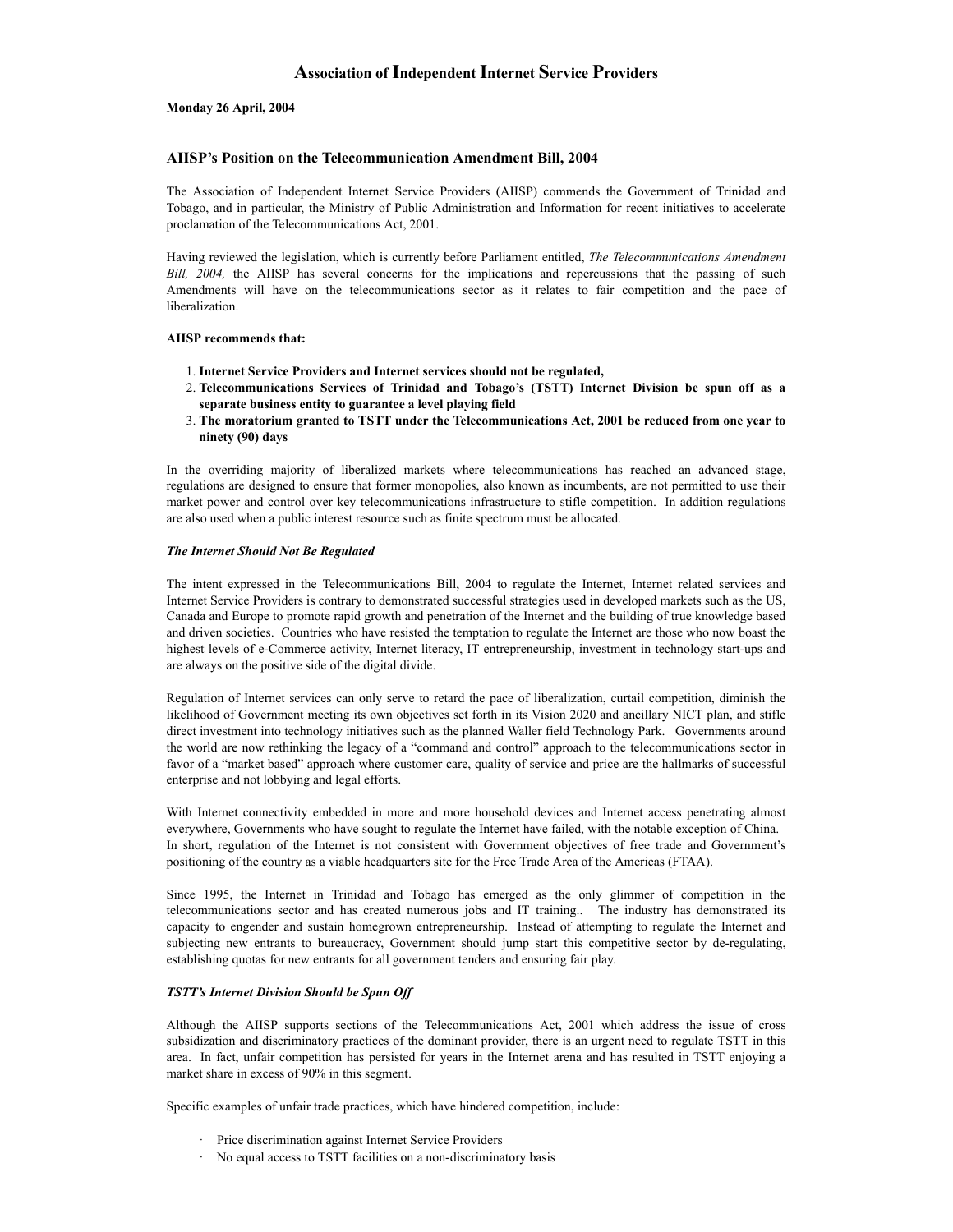# Association of Independent Internet Service Providers

**Monday 26 April, 2004**

## AIISP's Position on the Telecommunication Amendment Bill, 2004

The Association of Independent Internet Service Providers (AIISP) commends the Government of Trinidad and Tobago, and in particular, the Ministry of Public Administration and Information for recent initiatives to accelerate proclamation of the Telecommunications Act, 2001.

Having reviewed the legislation, which is currently before Parliament entitled, *The Telecommunications Amendment Bill, 2004,* the AIISP has several concerns for the implications and repercussions that the passing of such Amendments will have on the telecommunications sector as it relates to fair competition and the pace of liberalization.

**AIISP recommends that:**

1. **Internet Service Providers and Internet services should not be regulated,**
2. **Telecommunications Services of Trinidad and Tobago's (TSTT) Internet Division be spun off as a separate business entity to guarantee a level playing field**
3. **The moratorium granted to TSTT under the Telecommunications Act, 2001 be reduced from one year to ninety (90) days**

In the overriding majority of liberalized markets where telecommunications has reached an advanced stage, regulations are designed to ensure that former monopolies, also known as incumbents, are not permitted to use their market power and control over key telecommunications infrastructure to stifle competition. In addition regulations are also used when a public interest resource such as finite spectrum must be allocated.

***The Internet Should Not Be Regulated***

The intent expressed in the Telecommunications Bill, 2004 to regulate the Internet, Internet related services and Internet Service Providers is contrary to demonstrated successful strategies used in developed markets such as the US, Canada and Europe to promote rapid growth and penetration of the Internet and the building of true knowledge based and driven societies. Countries who have resisted the temptation to regulate the Internet are those who now boast the highest levels of e-Commerce activity, Internet literacy, IT entrepreneurship, investment in technology start-ups and are always on the positive side of the digital divide.

Regulation of Internet services can only serve to retard the pace of liberalization, curtail competition, diminish the likelihood of Government meeting its own objectives set forth in its Vision 2020 and ancillary NICT plan, and stifle direct investment into technology initiatives such as the planned Waller field Technology Park. Governments around the world are now rethinking the legacy of a "command and control" approach to the telecommunications sector in favor of a "market based" approach where customer care, quality of service and price are the hallmarks of successful enterprise and not lobbying and legal efforts.

With Internet connectivity embedded in more and more household devices and Internet access penetrating almost everywhere, Governments who have sought to regulate the Internet have failed, with the notable exception of China. In short, regulation of the Internet is not consistent with Government objectives of free trade and Government's positioning of the country as a viable headquarters site for the Free Trade Area of the Americas (FTAA).

Since 1995, the Internet in Trinidad and Tobago has emerged as the only glimmer of competition in the telecommunications sector and has created numerous jobs and IT training.. The industry has demonstrated its capacity to engender and sustain homegrown entrepreneurship. Instead of attempting to regulate the Internet and subjecting new entrants to bureaucracy, Government should jump start this competitive sector by de-regulating, establishing quotas for new entrants for all government tenders and ensuring fair play.

***TSTT's Internet Division Should be Spun Off***

Although the AIISP supports sections of the Telecommunications Act, 2001 which address the issue of cross subsidization and discriminatory practices of the dominant provider, there is an urgent need to regulate TSTT in this area. In fact, unfair competition has persisted for years in the Internet arena and has resulted in TSTT enjoying a market share in excess of 90% in this segment.

Specific examples of unfair trade practices, which have hindered competition, include:

- Price discrimination against Internet Service Providers
- No equal access to TSTT facilities on a non-discriminatory basis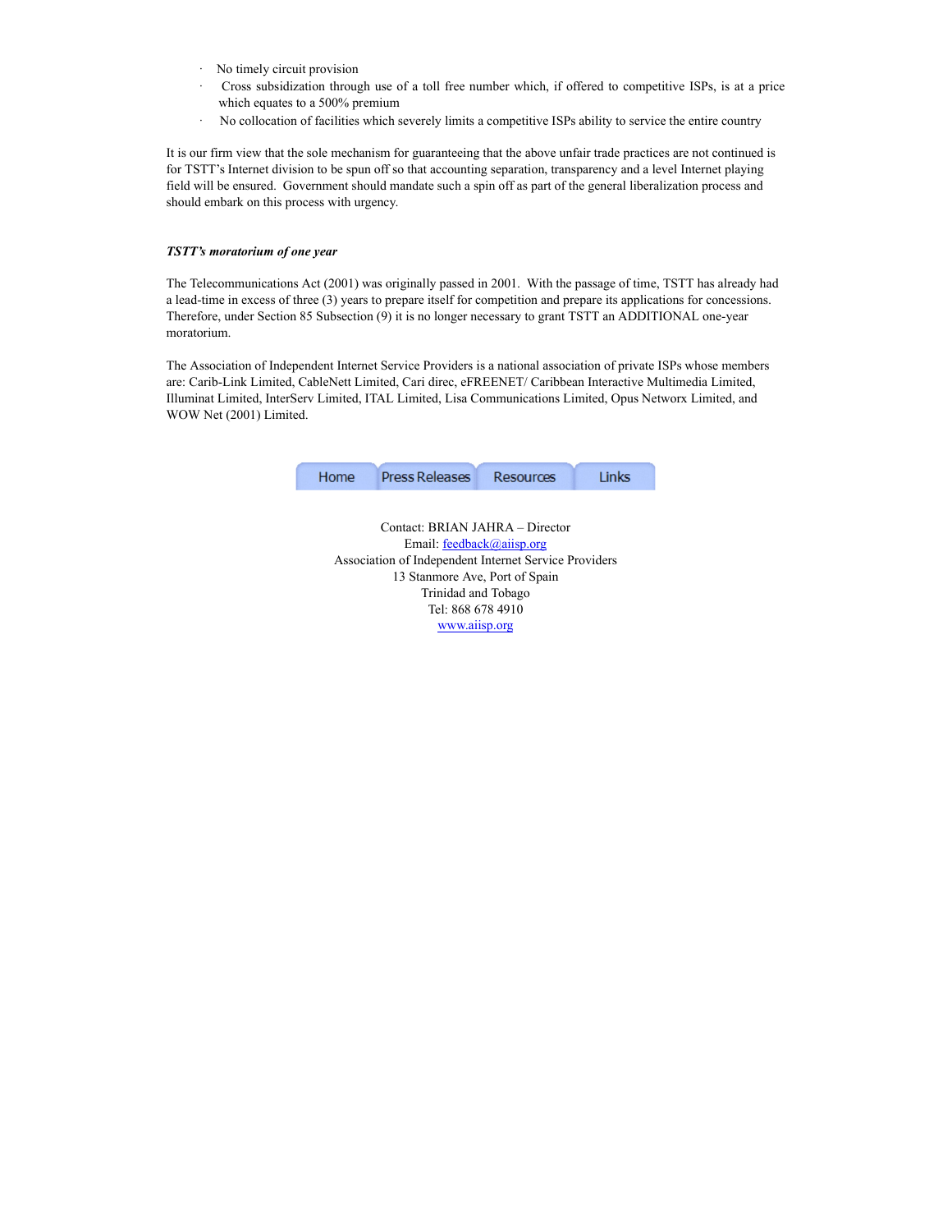- No timely circuit provision
- Cross subsidization through use of a toll free number which, if offered to competitive ISPs, is at a price which equates to a 500% premium
- No collocation of facilities which severely limits a competitive ISPs ability to service the entire country

It is our firm view that the sole mechanism for guaranteeing that the above unfair trade practices are not continued is for TSTT's Internet division to be spun off so that accounting separation, transparency and a level Internet playing field will be ensured. Government should mandate such a spin off as part of the general liberalization process and should embark on this process with urgency.

***TSTT's moratorium of one year***

The Telecommunications Act (2001) was originally passed in 2001. With the passage of time, TSTT has already had a lead-time in excess of three (3) years to prepare itself for competition and prepare its applications for concessions. Therefore, under Section 85 Subsection (9) it is no longer necessary to grant TSTT an ADDITIONAL one-year moratorium.

The Association of Independent Internet Service Providers is a national association of private ISPs whose members are: Carib-Link Limited, CableNett Limited, Cari direc, eFREENET/ Caribbean Interactive Multimedia Limited, Illuminat Limited, InterServ Limited, ITAL Limited, Lisa Communications Limited, Opus Networx Limited, and WOW Net (2001) Limited.

Home | Press Releases | Resources | Links

Contact: BRIAN JAHRA – Director
Email: feedback@aiisp.org
Association of Independent Internet Service Providers
13 Stanmore Ave, Port of Spain
Trinidad and Tobago
Tel: 868 678 4910
www.aiisp.org